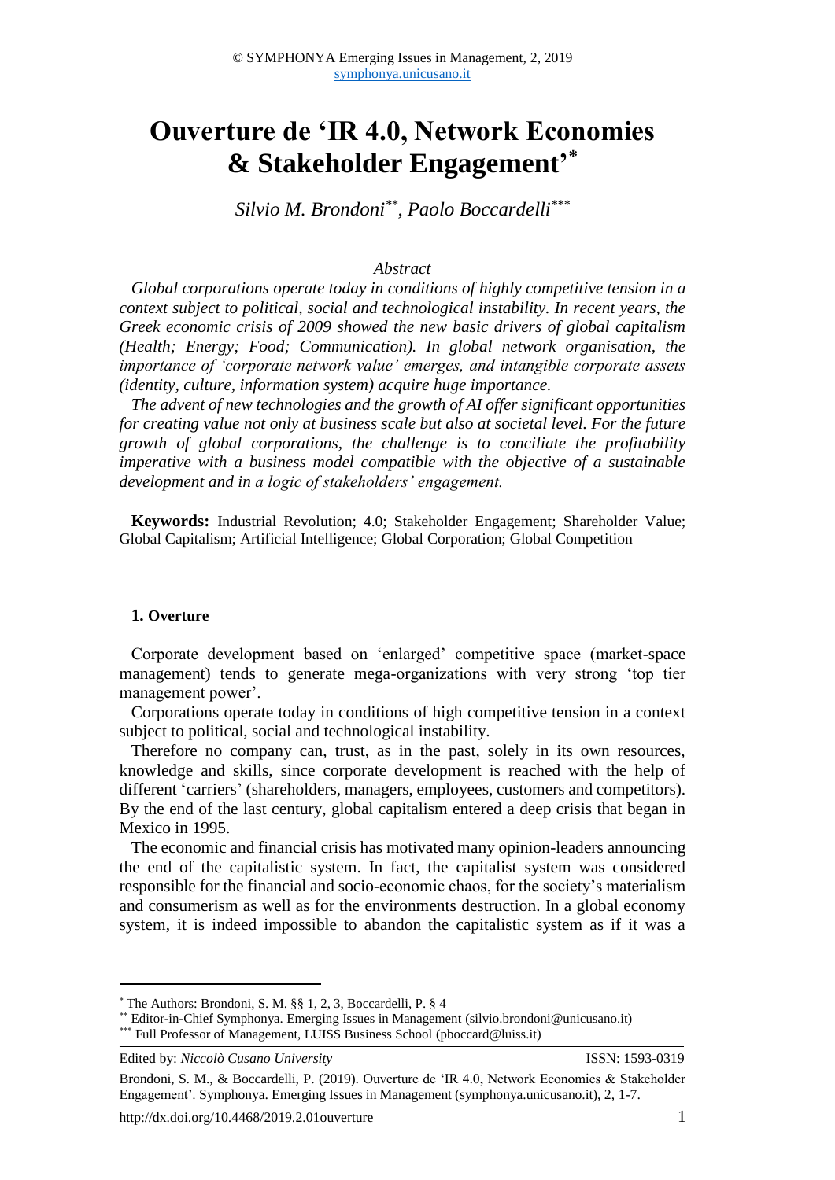# Ouverture de 'IR 4.0, Network Economies & Stakeholder Engagement'*

*Silvio M. Brondoni**, Paolo Boccardelli****

*Abstract*

*Global corporations operate today in conditions of highly competitive tension in a context subject to political, social and technological instability. In recent years, the Greek economic crisis of 2009 showed the new basic drivers of global capitalism (Health; Energy; Food; Communication). In global network organisation, the importance of 'corporate network value' emerges, and intangible corporate assets (identity, culture, information system) acquire huge importance.*

*The advent of new technologies and the growth of AI offer significant opportunities for creating value not only at business scale but also at societal level. For the future growth of global corporations, the challenge is to conciliate the profitability imperative with a business model compatible with the objective of a sustainable development and in a logic of stakeholders' engagement.*

**Keywords:** Industrial Revolution; 4.0; Stakeholder Engagement; Shareholder Value; Global Capitalism; Artificial Intelligence; Global Corporation; Global Competition

## 1. Overture

Corporate development based on 'enlarged' competitive space (market-space management) tends to generate mega-organizations with very strong 'top tier management power'.

Corporations operate today in conditions of high competitive tension in a context subject to political, social and technological instability.

Therefore no company can, trust, as in the past, solely in its own resources, knowledge and skills, since corporate development is reached with the help of different 'carriers' (shareholders, managers, employees, customers and competitors). By the end of the last century, global capitalism entered a deep crisis that began in Mexico in 1995.

The economic and financial crisis has motivated many opinion-leaders announcing the end of the capitalistic system. In fact, the capitalist system was considered responsible for the financial and socio-economic chaos, for the society's materialism and consumerism as well as for the environments destruction. In a global economy system, it is indeed impossible to abandon the capitalistic system as if it was a

---

* The Authors: Brondoni, S. M. §§ 1, 2, 3, Boccardelli, P. § 4

** Editor-in-Chief Symphonya. Emerging Issues in Management (silvio.brondoni@unicusano.it)

*** Full Professor of Management, LUISS Business School (pboccard@luiss.it)

Edited by: *Niccolò Cusano University* ISSN: 1593-0319

Brondoni, S. M., & Boccardelli, P. (2019). Ouverture de 'IR 4.0, Network Economies & Stakeholder Engagement'. Symphonya. Emerging Issues in Management (symphonya.unicusano.it), 2, 1-7.

http://dx.doi.org/10.4468/2019.2.01ouverture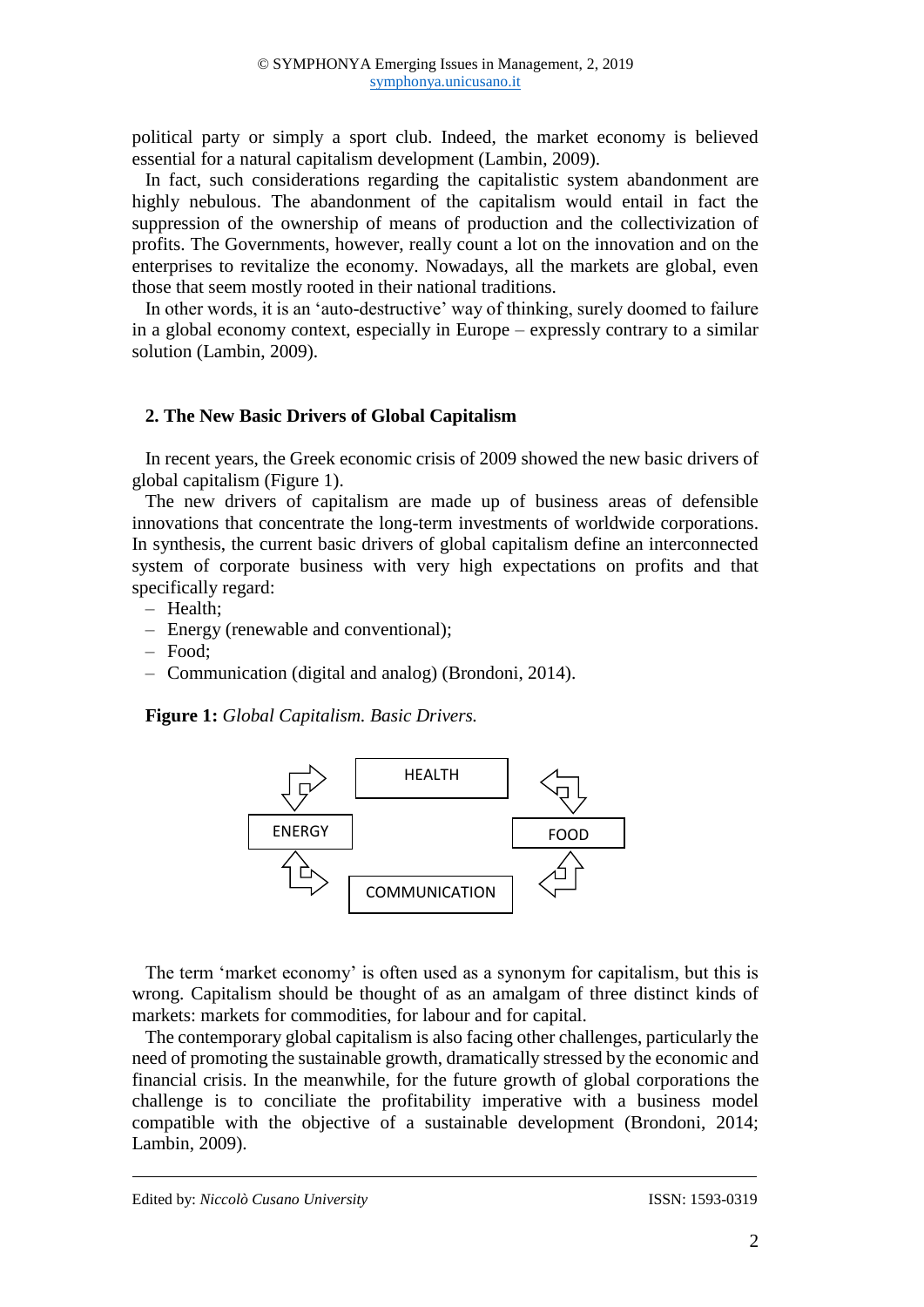political party or simply a sport club. Indeed, the market economy is believed essential for a natural capitalism development (Lambin, 2009).

In fact, such considerations regarding the capitalistic system abandonment are highly nebulous. The abandonment of the capitalism would entail in fact the suppression of the ownership of means of production and the collectivization of profits. The Governments, however, really count a lot on the innovation and on the enterprises to revitalize the economy. Nowadays, all the markets are global, even those that seem mostly rooted in their national traditions.

In other words, it is an 'auto-destructive' way of thinking, surely doomed to failure in a global economy context, especially in Europe – expressly contrary to a similar solution (Lambin, 2009).

## 2. The New Basic Drivers of Global Capitalism

In recent years, the Greek economic crisis of 2009 showed the new basic drivers of global capitalism (Figure 1).

The new drivers of capitalism are made up of business areas of defensible innovations that concentrate the long-term investments of worldwide corporations. In synthesis, the current basic drivers of global capitalism define an interconnected system of corporate business with very high expectations on profits and that specifically regard:

- Health;
- Energy (renewable and conventional);
- Food;
- Communication (digital and analog) (Brondoni, 2014).

**Figure 1:** *Global Capitalism. Basic Drivers.*

HEALTH

ENERGY

FOOD

COMMUNICATION

The term 'market economy' is often used as a synonym for capitalism, but this is wrong. Capitalism should be thought of as an amalgam of three distinct kinds of markets: markets for commodities, for labour and for capital.

The contemporary global capitalism is also facing other challenges, particularly the need of promoting the sustainable growth, dramatically stressed by the economic and financial crisis. In the meanwhile, for the future growth of global corporations the challenge is to conciliate the profitability imperative with a business model compatible with the objective of a sustainable development (Brondoni, 2014; Lambin, 2009).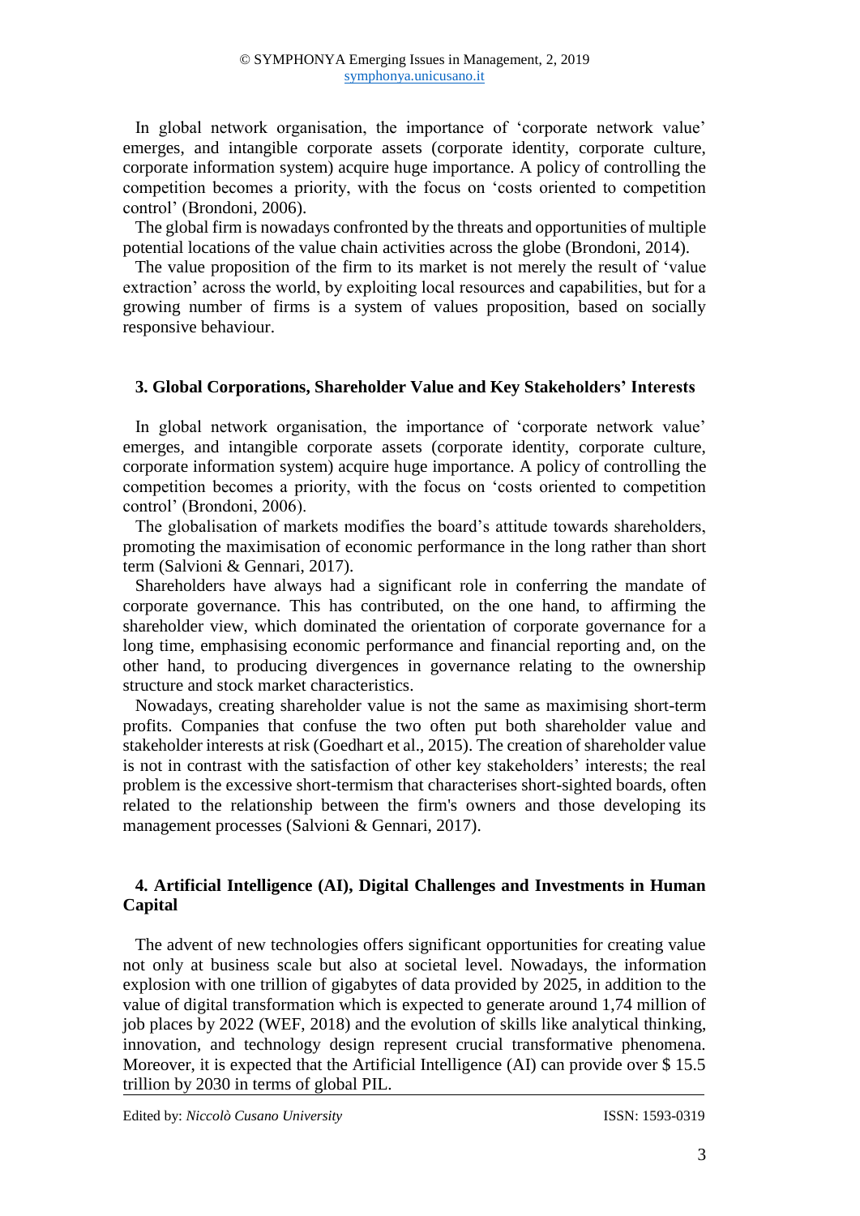In global network organisation, the importance of 'corporate network value' emerges, and intangible corporate assets (corporate identity, corporate culture, corporate information system) acquire huge importance. A policy of controlling the competition becomes a priority, with the focus on 'costs oriented to competition control' (Brondoni, 2006).

The global firm is nowadays confronted by the threats and opportunities of multiple potential locations of the value chain activities across the globe (Brondoni, 2014).

The value proposition of the firm to its market is not merely the result of 'value extraction' across the world, by exploiting local resources and capabilities, but for a growing number of firms is a system of values proposition, based on socially responsive behaviour.

## 3. Global Corporations, Shareholder Value and Key Stakeholders' Interests

In global network organisation, the importance of 'corporate network value' emerges, and intangible corporate assets (corporate identity, corporate culture, corporate information system) acquire huge importance. A policy of controlling the competition becomes a priority, with the focus on 'costs oriented to competition control' (Brondoni, 2006).

The globalisation of markets modifies the board's attitude towards shareholders, promoting the maximisation of economic performance in the long rather than short term (Salvioni & Gennari, 2017).

Shareholders have always had a significant role in conferring the mandate of corporate governance. This has contributed, on the one hand, to affirming the shareholder view, which dominated the orientation of corporate governance for a long time, emphasising economic performance and financial reporting and, on the other hand, to producing divergences in governance relating to the ownership structure and stock market characteristics.

Nowadays, creating shareholder value is not the same as maximising short-term profits. Companies that confuse the two often put both shareholder value and stakeholder interests at risk (Goedhart et al., 2015). The creation of shareholder value is not in contrast with the satisfaction of other key stakeholders' interests; the real problem is the excessive short-termism that characterises short-sighted boards, often related to the relationship between the firm's owners and those developing its management processes (Salvioni & Gennari, 2017).

## 4. Artificial Intelligence (AI), Digital Challenges and Investments in Human Capital

The advent of new technologies offers significant opportunities for creating value not only at business scale but also at societal level. Nowadays, the information explosion with one trillion of gigabytes of data provided by 2025, in addition to the value of digital transformation which is expected to generate around 1,74 million of job places by 2022 (WEF, 2018) and the evolution of skills like analytical thinking, innovation, and technology design represent crucial transformative phenomena. Moreover, it is expected that the Artificial Intelligence (AI) can provide over $ 15.5 trillion by 2030 in terms of global PIL.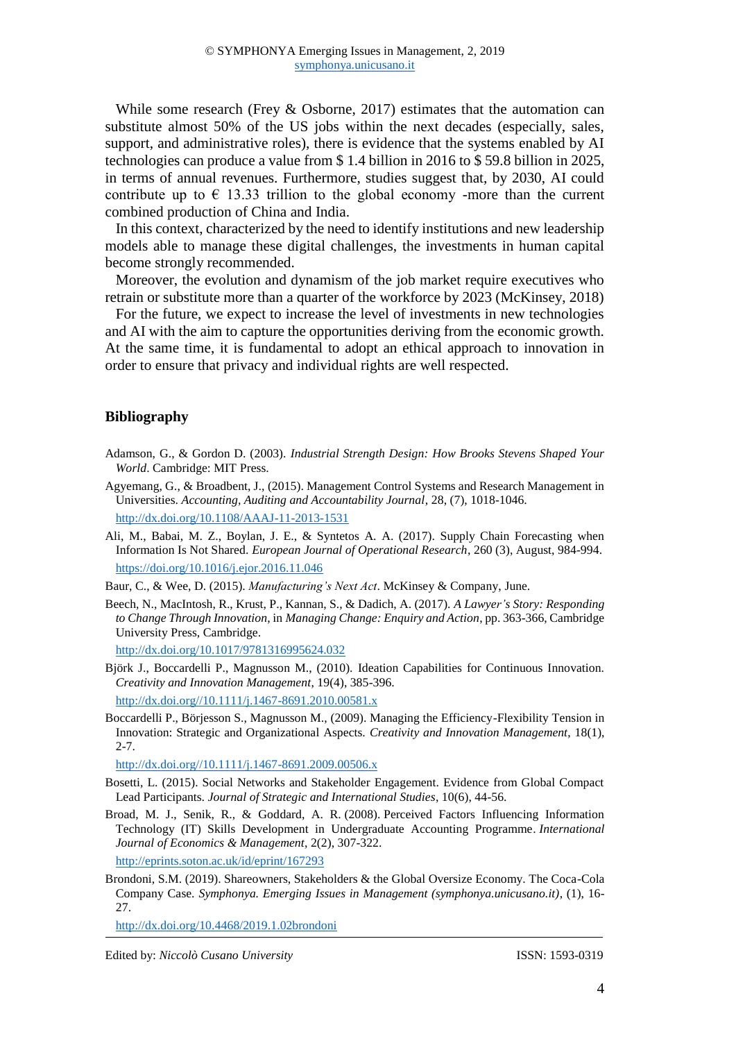While some research (Frey & Osborne, 2017) estimates that the automation can substitute almost 50% of the US jobs within the next decades (especially, sales, support, and administrative roles), there is evidence that the systems enabled by AI technologies can produce a value from $ 1.4 billion in 2016 to $ 59.8 billion in 2025, in terms of annual revenues. Furthermore, studies suggest that, by 2030, AI could contribute up to € 13.33 trillion to the global economy -more than the current combined production of China and India.

In this context, characterized by the need to identify institutions and new leadership models able to manage these digital challenges, the investments in human capital become strongly recommended.

Moreover, the evolution and dynamism of the job market require executives who retrain or substitute more than a quarter of the workforce by 2023 (McKinsey, 2018)

For the future, we expect to increase the level of investments in new technologies and AI with the aim to capture the opportunities deriving from the economic growth. At the same time, it is fundamental to adopt an ethical approach to innovation in order to ensure that privacy and individual rights are well respected.

## Bibliography

Adamson, G., & Gordon D. (2003). *Industrial Strength Design: How Brooks Stevens Shaped Your World*. Cambridge: MIT Press.

Agyemang, G., & Broadbent, J., (2015). Management Control Systems and Research Management in Universities. *Accounting, Auditing and Accountability Journal*, 28, (7), 1018-1046.
http://dx.doi.org/10.1108/AAAJ-11-2013-1531

Ali, M., Babai, M. Z., Boylan, J. E., & Syntetos A. A. (2017). Supply Chain Forecasting when Information Is Not Shared. *European Journal of Operational Research*, 260 (3), August, 984-994.
https://doi.org/10.1016/j.ejor.2016.11.046

Baur, C., & Wee, D. (2015). *Manufacturing's Next Act*. McKinsey & Company, June.

Beech, N., MacIntosh, R., Krust, P., Kannan, S., & Dadich, A. (2017). *A Lawyer's Story: Responding to Change Through Innovation*, in *Managing Change: Enquiry and Action*, pp. 363-366, Cambridge University Press, Cambridge.
http://dx.doi.org/10.1017/9781316995624.032

Björk J., Boccardelli P., Magnusson M., (2010). Ideation Capabilities for Continuous Innovation. *Creativity and Innovation Management*, 19(4), 385-396.
http://dx.doi.org//10.1111/j.1467-8691.2010.00581.x

Boccardelli P., Börjesson S., Magnusson M., (2009). Managing the Efficiency-Flexibility Tension in Innovation: Strategic and Organizational Aspects. *Creativity and Innovation Management*, 18(1), 2-7.
http://dx.doi.org//10.1111/j.1467-8691.2009.00506.x

Bosetti, L. (2015). Social Networks and Stakeholder Engagement. Evidence from Global Compact Lead Participants. *Journal of Strategic and International Studies*, 10(6), 44-56.

Broad, M. J., Senik, R., & Goddard, A. R. (2008). Perceived Factors Influencing Information Technology (IT) Skills Development in Undergraduate Accounting Programme. *International Journal of Economics & Management*, 2(2), 307-322.
http://eprints.soton.ac.uk/id/eprint/167293

Brondoni, S.M. (2019). Shareowners, Stakeholders & the Global Oversize Economy. The Coca-Cola Company Case. *Symphonya. Emerging Issues in Management (symphonya.unicusano.it)*, (1), 16-27.
http://dx.doi.org/10.4468/2019.1.02brondoni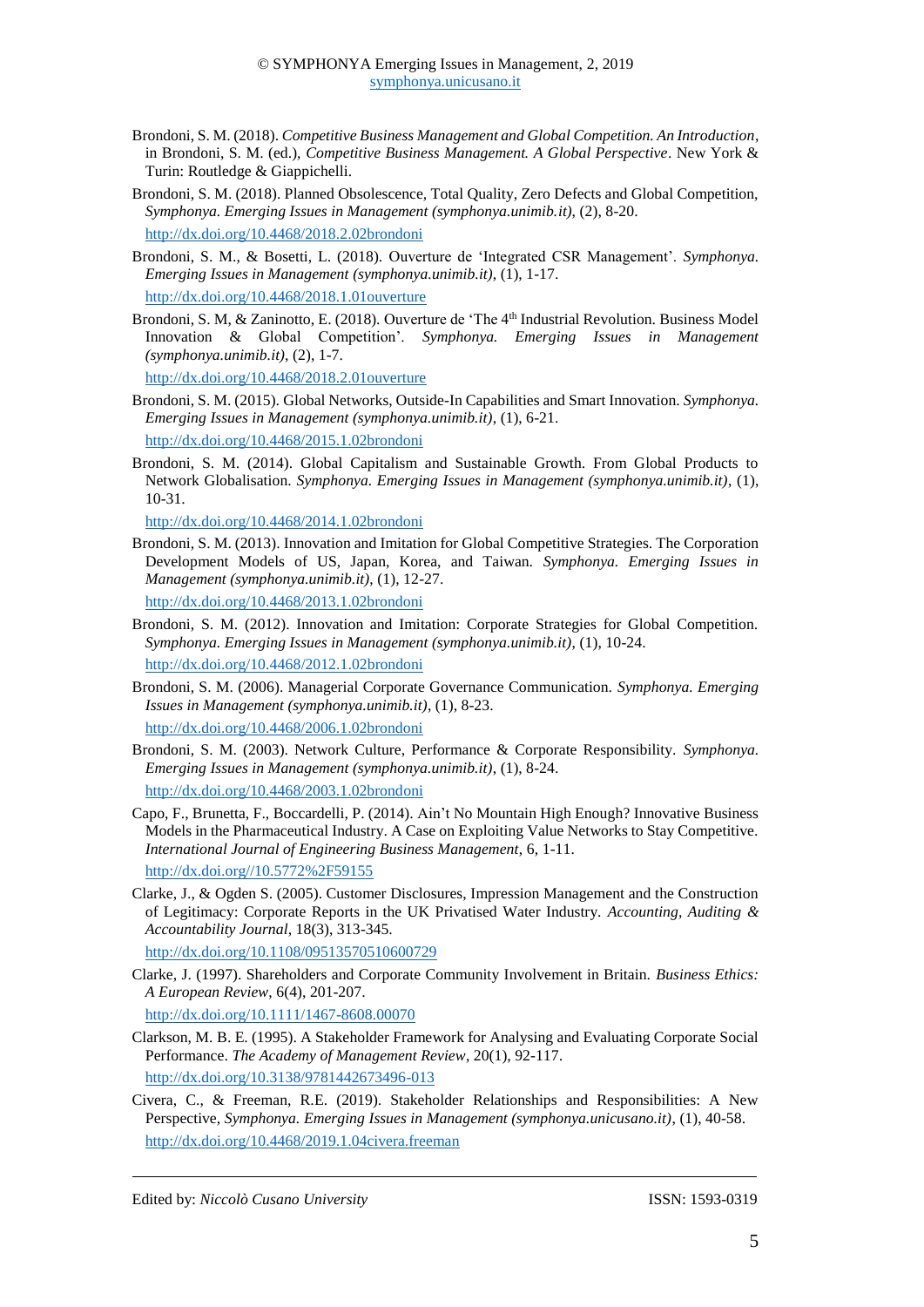Brondoni, S. M. (2018). *Competitive Business Management and Global Competition. An Introduction*, in Brondoni, S. M. (ed.), *Competitive Business Management. A Global Perspective*. New York & Turin: Routledge & Giappichelli.

Brondoni, S. M. (2018). Planned Obsolescence, Total Quality, Zero Defects and Global Competition, *Symphonya. Emerging Issues in Management (symphonya.unimib.it)*, (2), 8-20.
http://dx.doi.org/10.4468/2018.2.02brondoni

Brondoni, S. M., & Bosetti, L. (2018). Ouverture de 'Integrated CSR Management'. *Symphonya. Emerging Issues in Management (symphonya.unimib.it)*, (1), 1-17.
http://dx.doi.org/10.4468/2018.1.01ouverture

Brondoni, S. M, & Zaninotto, E. (2018). Ouverture de 'The 4th Industrial Revolution. Business Model Innovation & Global Competition'. *Symphonya. Emerging Issues in Management (symphonya.unimib.it)*, (2), 1-7.
http://dx.doi.org/10.4468/2018.2.01ouverture

Brondoni, S. M. (2015). Global Networks, Outside-In Capabilities and Smart Innovation. *Symphonya. Emerging Issues in Management (symphonya.unimib.it)*, (1), 6-21.
http://dx.doi.org/10.4468/2015.1.02brondoni

Brondoni, S. M. (2014). Global Capitalism and Sustainable Growth. From Global Products to Network Globalisation. *Symphonya. Emerging Issues in Management (symphonya.unimib.it)*, (1), 10-31.
http://dx.doi.org/10.4468/2014.1.02brondoni

Brondoni, S. M. (2013). Innovation and Imitation for Global Competitive Strategies. The Corporation Development Models of US, Japan, Korea, and Taiwan. *Symphonya. Emerging Issues in Management (symphonya.unimib.it)*, (1), 12-27.
http://dx.doi.org/10.4468/2013.1.02brondoni

Brondoni, S. M. (2012). Innovation and Imitation: Corporate Strategies for Global Competition. *Symphonya. Emerging Issues in Management (symphonya.unimib.it)*, (1), 10-24.
http://dx.doi.org/10.4468/2012.1.02brondoni

Brondoni, S. M. (2006). Managerial Corporate Governance Communication. *Symphonya. Emerging Issues in Management (symphonya.unimib.it)*, (1), 8-23.
http://dx.doi.org/10.4468/2006.1.02brondoni

Brondoni, S. M. (2003). Network Culture, Performance & Corporate Responsibility. *Symphonya. Emerging Issues in Management (symphonya.unimib.it)*, (1), 8-24.
http://dx.doi.org/10.4468/2003.1.02brondoni

Capo, F., Brunetta, F., Boccardelli, P. (2014). Ain't No Mountain High Enough? Innovative Business Models in the Pharmaceutical Industry. A Case on Exploiting Value Networks to Stay Competitive. *International Journal of Engineering Business Management*, 6, 1-11.
http://dx.doi.org//10.5772%2F59155

Clarke, J., & Ogden S. (2005). Customer Disclosures, Impression Management and the Construction of Legitimacy: Corporate Reports in the UK Privatised Water Industry. *Accounting, Auditing & Accountability Journal*, 18(3), 313-345.
http://dx.doi.org/10.1108/09513570510600729

Clarke, J. (1997). Shareholders and Corporate Community Involvement in Britain. *Business Ethics: A European Review*, 6(4), 201-207.
http://dx.doi.org/10.1111/1467-8608.00070

Clarkson, M. B. E. (1995). A Stakeholder Framework for Analysing and Evaluating Corporate Social Performance. *The Academy of Management Review*, 20(1), 92-117.
http://dx.doi.org/10.3138/9781442673496-013

Civera, C., & Freeman, R.E. (2019). Stakeholder Relationships and Responsibilities: A New Perspective, *Symphonya. Emerging Issues in Management (symphonya.unicusano.it)*, (1), 40-58.
http://dx.doi.org/10.4468/2019.1.04civera.freeman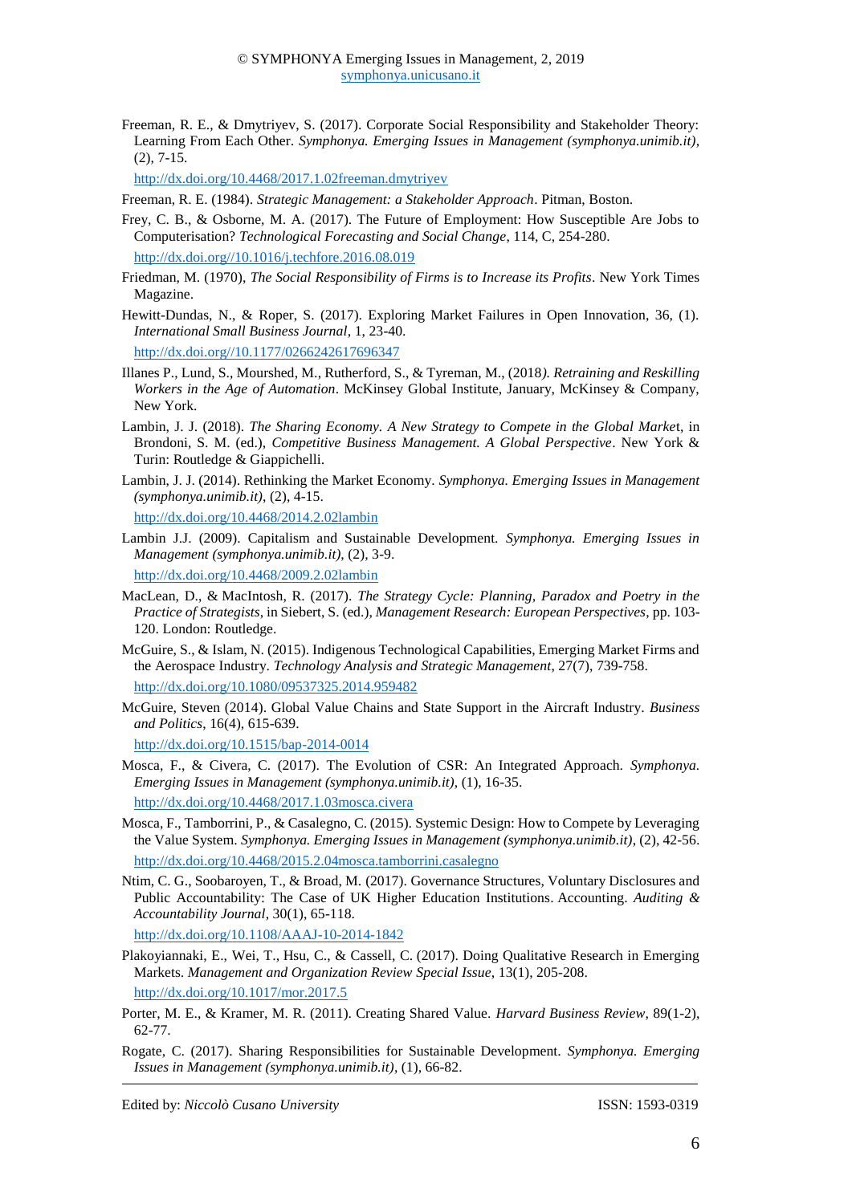Freeman, R. E., & Dmytriyev, S. (2017). Corporate Social Responsibility and Stakeholder Theory: Learning From Each Other. *Symphonya. Emerging Issues in Management (symphonya.unimib.it)*, (2), 7-15.

http://dx.doi.org/10.4468/2017.1.02freeman.dmytriyev

Freeman, R. E. (1984). *Strategic Management: a Stakeholder Approach*. Pitman, Boston.

Frey, C. B., & Osborne, M. A. (2017). The Future of Employment: How Susceptible Are Jobs to Computerisation? *Technological Forecasting and Social Change*, 114, C, 254-280.

http://dx.doi.org//10.1016/j.techfore.2016.08.019

Friedman, M. (1970), *The Social Responsibility of Firms is to Increase its Profits*. New York Times Magazine.

Hewitt-Dundas, N., & Roper, S. (2017). Exploring Market Failures in Open Innovation, 36, (1). *International Small Business Journal*, 1, 23-40.

http://dx.doi.org//10.1177/0266242617696347

Illanes P., Lund, S., Mourshed, M., Rutherford, S., & Tyreman, M., (2018*). Retraining and Reskilling Workers in the Age of Automation*. McKinsey Global Institute, January, McKinsey & Company, New York.

Lambin, J. J. (2018). *The Sharing Economy. A New Strategy to Compete in the Global Marke*t, in Brondoni, S. M. (ed.), *Competitive Business Management. A Global Perspective*. New York & Turin: Routledge & Giappichelli.

Lambin, J. J. (2014). Rethinking the Market Economy. *Symphonya. Emerging Issues in Management (symphonya.unimib.it)*, (2), 4-15.

http://dx.doi.org/10.4468/2014.2.02lambin

Lambin J.J. (2009). Capitalism and Sustainable Development. *Symphonya. Emerging Issues in Management (symphonya.unimib.it)*, (2), 3-9.

http://dx.doi.org/10.4468/2009.2.02lambin

MacLean, D., & MacIntosh, R. (2017). *The Strategy Cycle: Planning, Paradox and Poetry in the Practice of Strategists*, in Siebert, S. (ed.), *Management Research: European Perspectives*, pp. 103-120. London: Routledge.

McGuire, S., & Islam, N. (2015). Indigenous Technological Capabilities, Emerging Market Firms and the Aerospace Industry. *Technology Analysis and Strategic Management*, 27(7), 739-758.

http://dx.doi.org/10.1080/09537325.2014.959482

McGuire, Steven (2014). Global Value Chains and State Support in the Aircraft Industry. *Business and Politics*, 16(4), 615-639.

http://dx.doi.org/10.1515/bap-2014-0014

Mosca, F., & Civera, C. (2017). The Evolution of CSR: An Integrated Approach. *Symphonya. Emerging Issues in Management (symphonya.unimib.it)*, (1), 16-35.

http://dx.doi.org/10.4468/2017.1.03mosca.civera

Mosca, F., Tamborrini, P., & Casalegno, C. (2015). Systemic Design: How to Compete by Leveraging the Value System. *Symphonya. Emerging Issues in Management (symphonya.unimib.it)*, (2), 42-56.

http://dx.doi.org/10.4468/2015.2.04mosca.tamborrini.casalegno

Ntim, C. G., Soobaroyen, T., & Broad, M. (2017). Governance Structures, Voluntary Disclosures and Public Accountability: The Case of UK Higher Education Institutions. Accounting. *Auditing & Accountability Journal*, 30(1), 65-118.

http://dx.doi.org/10.1108/AAAJ-10-2014-1842

Plakoyiannaki, E., Wei, T., Hsu, C., & Cassell, C. (2017). Doing Qualitative Research in Emerging Markets. *Management and Organization Review Special Issue*, 13(1), 205-208.

http://dx.doi.org/10.1017/mor.2017.5

Porter, M. E., & Kramer, M. R. (2011). Creating Shared Value. *Harvard Business Review*, 89(1-2), 62-77.

Rogate, C. (2017). Sharing Responsibilities for Sustainable Development. *Symphonya. Emerging Issues in Management (symphonya.unimib.it)*, (1), 66-82.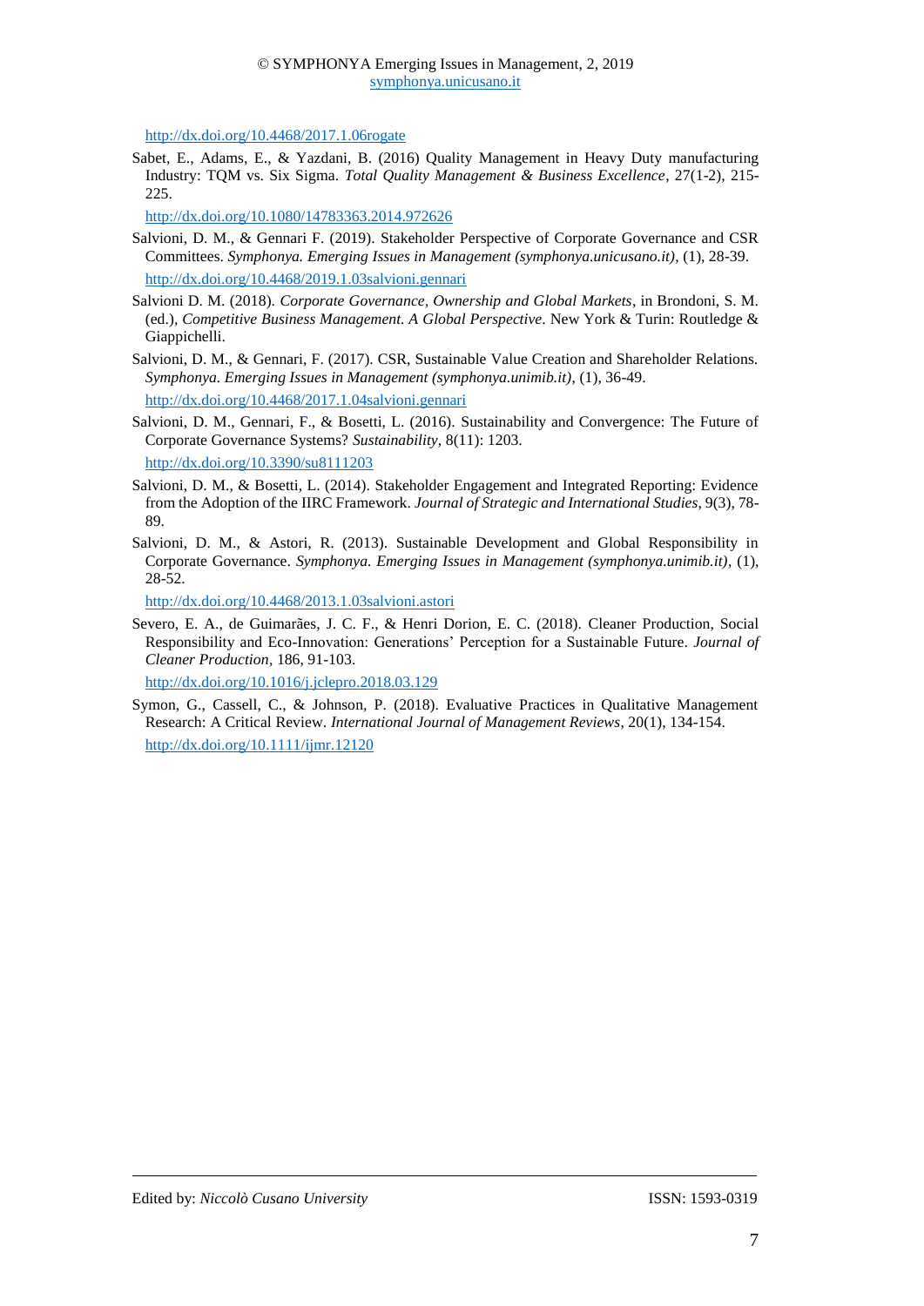http://dx.doi.org/10.4468/2017.1.06rogate

Sabet, E., Adams, E., & Yazdani, B. (2016) Quality Management in Heavy Duty manufacturing Industry: TQM vs. Six Sigma. *Total Quality Management & Business Excellence*, 27(1-2), 215-225.

http://dx.doi.org/10.1080/14783363.2014.972626

Salvioni, D. M., & Gennari F. (2019). Stakeholder Perspective of Corporate Governance and CSR Committees. *Symphonya. Emerging Issues in Management (symphonya.unicusano.it)*, (1), 28-39.

http://dx.doi.org/10.4468/2019.1.03salvioni.gennari

Salvioni D. M. (2018). *Corporate Governance, Ownership and Global Markets*, in Brondoni, S. M. (ed.), *Competitive Business Management. A Global Perspective*. New York & Turin: Routledge & Giappichelli.

Salvioni, D. M., & Gennari, F. (2017). CSR, Sustainable Value Creation and Shareholder Relations. *Symphonya. Emerging Issues in Management (symphonya.unimib.it)*, (1), 36-49.

http://dx.doi.org/10.4468/2017.1.04salvioni.gennari

Salvioni, D. M., Gennari, F., & Bosetti, L. (2016). Sustainability and Convergence: The Future of Corporate Governance Systems? *Sustainability*, 8(11): 1203.

http://dx.doi.org/10.3390/su8111203

Salvioni, D. M., & Bosetti, L. (2014). Stakeholder Engagement and Integrated Reporting: Evidence from the Adoption of the IIRC Framework. *Journal of Strategic and International Studies*, 9(3), 78-89.

Salvioni, D. M., & Astori, R. (2013). Sustainable Development and Global Responsibility in Corporate Governance. *Symphonya. Emerging Issues in Management (symphonya.unimib.it)*, (1), 28-52.

http://dx.doi.org/10.4468/2013.1.03salvioni.astori

Severo, E. A., de Guimarães, J. C. F., & Henri Dorion, E. C. (2018). Cleaner Production, Social Responsibility and Eco-Innovation: Generations' Perception for a Sustainable Future. *Journal of Cleaner Production*, 186, 91-103.

http://dx.doi.org/10.1016/j.jclepro.2018.03.129

Symon, G., Cassell, C., & Johnson, P. (2018). Evaluative Practices in Qualitative Management Research: A Critical Review. *International Journal of Management Reviews*, 20(1), 134-154.

http://dx.doi.org/10.1111/ijmr.12120